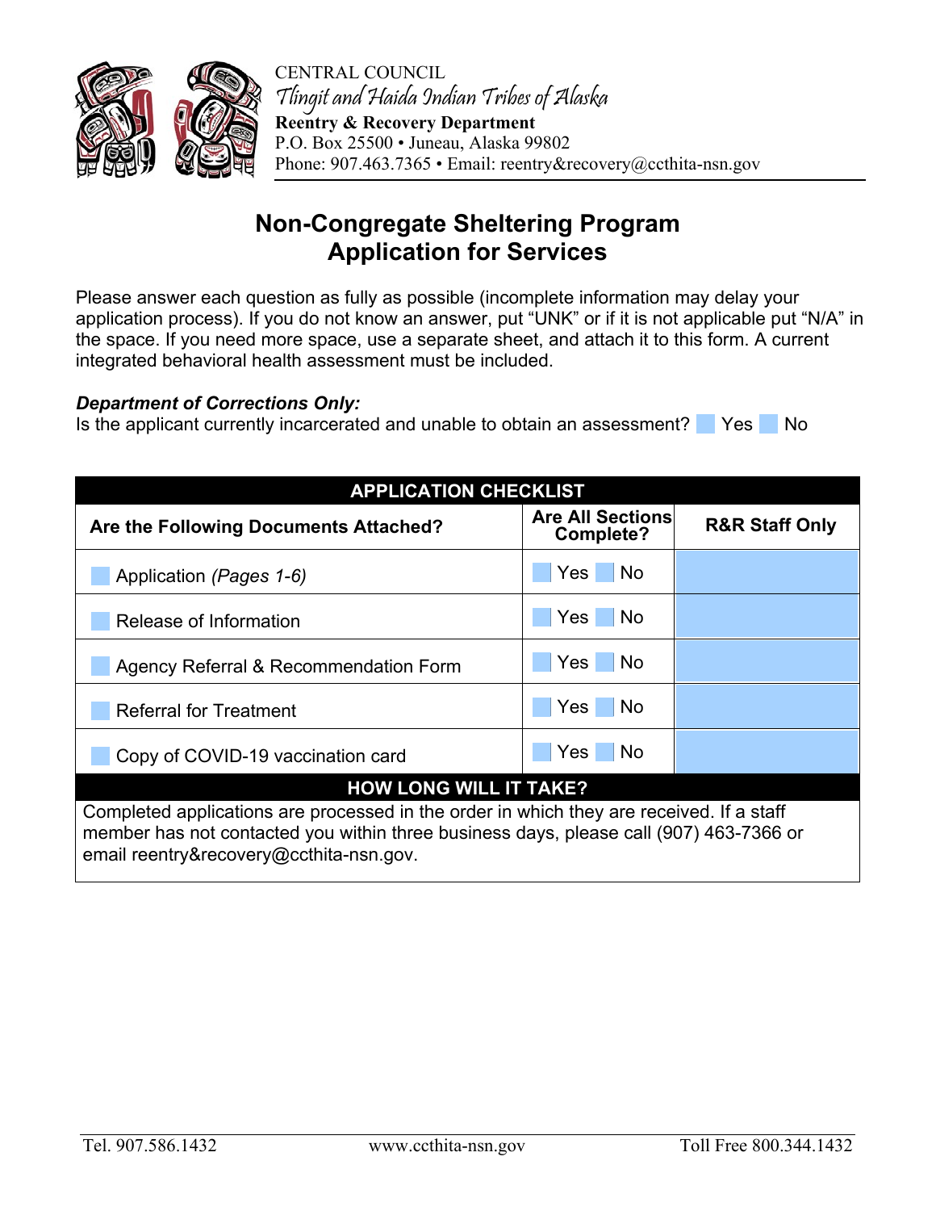CENTRAL COUNCIL
*Tlingit and Haida Indian Tribes of Alaska*
**Reentry & Recovery Department**
P.O. Box 25500 • Juneau, Alaska 99802
Phone: 907.463.7365 • Email: reentry&recovery@ccthita-nsn.gov

# Non-Congregate Sheltering Program Application for Services

Please answer each question as fully as possible (incomplete information may delay your application process). If you do not know an answer, put "UNK" or if it is not applicable put "N/A" in the space. If you need more space, use a separate sheet, and attach it to this form. A current integrated behavioral health assessment must be included.

***Department of Corrections Only:***
Is the applicant currently incarcerated and unable to obtain an assessment? ☐ Yes ☐ No

| APPLICATION CHECKLIST | | |
|---|---|---|
| **Are the Following Documents Attached?** | **Are All Sections Complete?** | **R&R Staff Only** |
| ☐ Application *(Pages 1-6)* | ☐ Yes ☐ No | |
| ☐ Release of Information | ☐ Yes ☐ No | |
| ☐ Agency Referral & Recommendation Form | ☐ Yes ☐ No | |
| ☐ Referral for Treatment | ☐ Yes ☐ No | |
| ☐ Copy of COVID-19 vaccination card | ☐ Yes ☐ No | |

**HOW LONG WILL IT TAKE?**

Completed applications are processed in the order in which they are received. If a staff member has not contacted you within three business days, please call (907) 463-7366 or email reentry&recovery@ccthita-nsn.gov.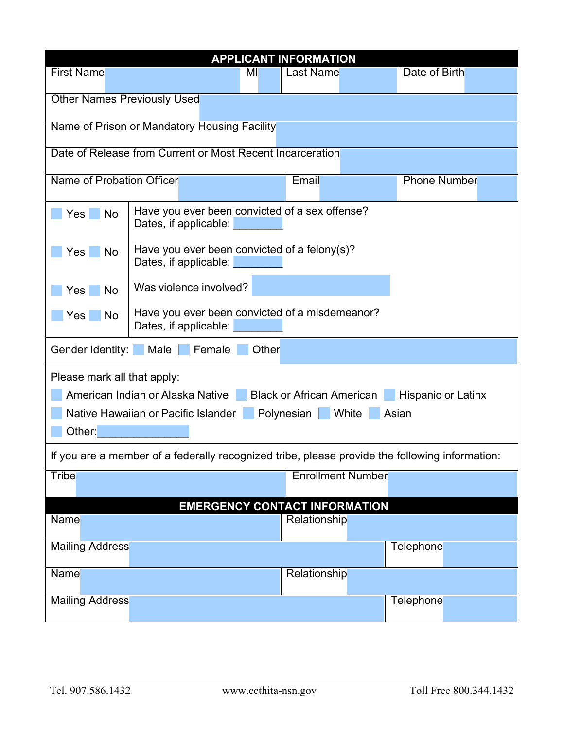## APPLICANT INFORMATION

| First Name | | MI | | Last Name | | Date of Birth | |
|---|---|---|---|---|---|---|---|

| Other Names Previously Used | |
|---|---|
| Name of Prison or Mandatory Housing Facility | |
| Date of Release from Current or Most Recent Incarceration | |

| Name of Probation Officer | | Email | | Phone Number | |
|---|---|---|---|---|---|

| | |
|---|---|
| ☐ Yes ☐ No | Have you ever been convicted of a sex offense? Dates, if applicable: ________ |
| ☐ Yes ☐ No | Have you ever been convicted of a felony(s)? Dates, if applicable: ________ |
| ☐ Yes ☐ No | Was violence involved? |
| ☐ Yes ☐ No | Have you ever been convicted of a misdemeanor? Dates, if applicable: ________ |

Gender Identity: ☐ Male ☐ Female ☐ Other

Please mark all that apply:

☐ American Indian or Alaska Native ☐ Black or African American ☐ Hispanic or Latinx
☐ Native Hawaiian or Pacific Islander ☐ Polynesian ☐ White ☐ Asian
☐ Other:________________

If you are a member of a federally recognized tribe, please provide the following information:

| Tribe | | Enrollment Number | |
|---|---|---|---|

## EMERGENCY CONTACT INFORMATION

| Name | | Relationship | |
|---|---|---|---|
| Mailing Address | | Telephone | |
| Name | | Relationship | |
| Mailing Address | | Telephone | |

Tel. 907.586.1432 www.ccthita-nsn.gov Toll Free 800.344.1432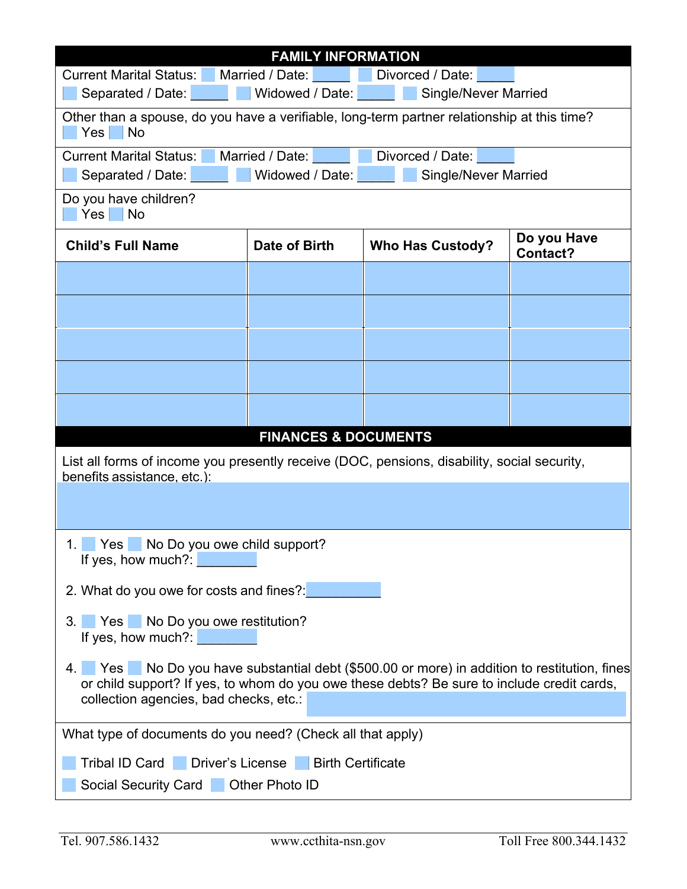## FAMILY INFORMATION

Current Marital Status: ☐ Married / Date: _____ ☐ Divorced / Date: _____
☐ Separated / Date: _____ ☐ Widowed / Date: _____ ☐ Single/Never Married

Other than a spouse, do you have a verifiable, long-term partner relationship at this time?
☐ Yes ☐ No

Current Marital Status: ☐ Married / Date: _____ ☐ Divorced / Date: _____
☐ Separated / Date: _____ ☐ Widowed / Date: _____ ☐ Single/Never Married

Do you have children?
☐ Yes ☐ No

| Child's Full Name | Date of Birth | Who Has Custody? | Do you Have Contact? |
|---|---|---|---|
| | | | |
| | | | |
| | | | |
| | | | |
| | | | |

## FINANCES & DOCUMENTS

List all forms of income you presently receive (DOC, pensions, disability, social security, benefits assistance, etc.):

1. ☐ Yes ☐ No Do you owe child support?
   If yes, how much?: _________

2. What do you owe for costs and fines?:__________

3. ☐ Yes ☐ No Do you owe restitution?
   If yes, how much?: _________

4. ☐ Yes ☐ No Do you have substantial debt ($500.00 or more) in addition to restitution, fines or child support? If yes, to whom do you owe these debts? Be sure to include credit cards, collection agencies, bad checks, etc.: _________

What type of documents do you need? (Check all that apply)

☐ Tribal ID Card ☐ Driver's License ☐ Birth Certificate
☐ Social Security Card ☐ Other Photo ID

Tel. 907.586.1432 www.ccthita-nsn.gov Toll Free 800.344.1432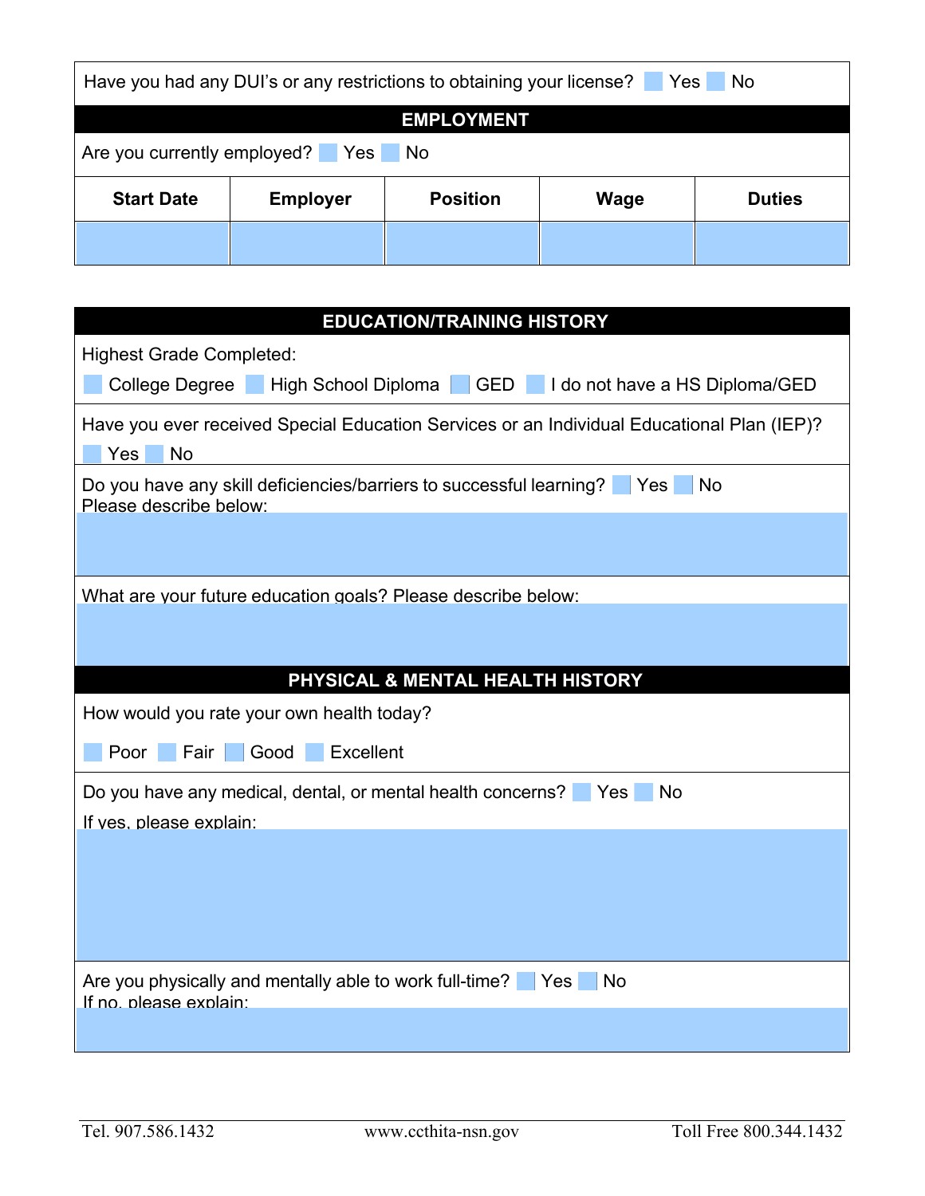Have you had any DUI's or any restrictions to obtaining your license? ☐ Yes ☐ No

## EMPLOYMENT

Are you currently employed? ☐ Yes ☐ No

| Start Date | Employer | Position | Wage | Duties |
|---|---|---|---|---|
| | | | | |

## EDUCATION/TRAINING HISTORY

Highest Grade Completed:

☐ College Degree ☐ High School Diploma ☐ GED ☐ I do not have a HS Diploma/GED

Have you ever received Special Education Services or an Individual Educational Plan (IEP)?

☐ Yes ☐ No

Do you have any skill deficiencies/barriers to successful learning? ☐ Yes ☐ No

Please describe below:

What are your future education goals? Please describe below:

## PHYSICAL & MENTAL HEALTH HISTORY

How would you rate your own health today?

☐ Poor ☐ Fair ☐ Good ☐ Excellent

Do you have any medical, dental, or mental health concerns? ☐ Yes ☐ No

If yes, please explain:

Are you physically and mentally able to work full-time? ☐ Yes ☐ No

If no, please explain:

Tel. 907.586.1432 www.ccthita-nsn.gov Toll Free 800.344.1432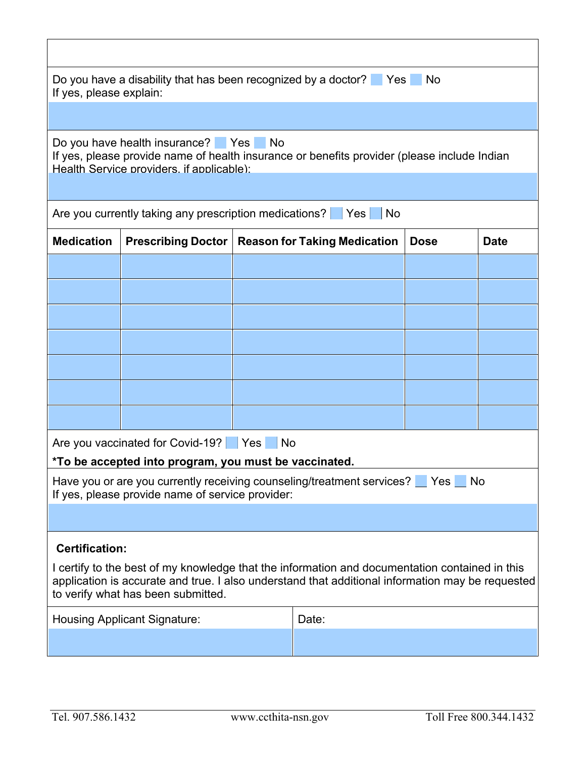Do you have a disability that has been recognized by a doctor? ☐ Yes ☐ No
If yes, please explain:

Do you have health insurance? ☐ Yes ☐ No
If yes, please provide name of health insurance or benefits provider (please include Indian Health Service providers, if applicable):

Are you currently taking any prescription medications? ☐ Yes ☐ No

| Medication | Prescribing Doctor | Reason for Taking Medication | Dose | Date |
|---|---|---|---|---|
| | | | | |
| | | | | |
| | | | | |
| | | | | |
| | | | | |
| | | | | |
| | | | | |

Are you vaccinated for Covid-19? ☐ Yes ☐ No

**\*To be accepted into program, you must be vaccinated.**

Have you or are you currently receiving counseling/treatment services? ☐ Yes ☐ No
If yes, please provide name of service provider:

**Certification:**

I certify to the best of my knowledge that the information and documentation contained in this application is accurate and true. I also understand that additional information may be requested to verify what has been submitted.

| Housing Applicant Signature: | Date: |
|---|---|
| | |

Tel. 907.586.1432 www.ccthita-nsn.gov Toll Free 800.344.1432